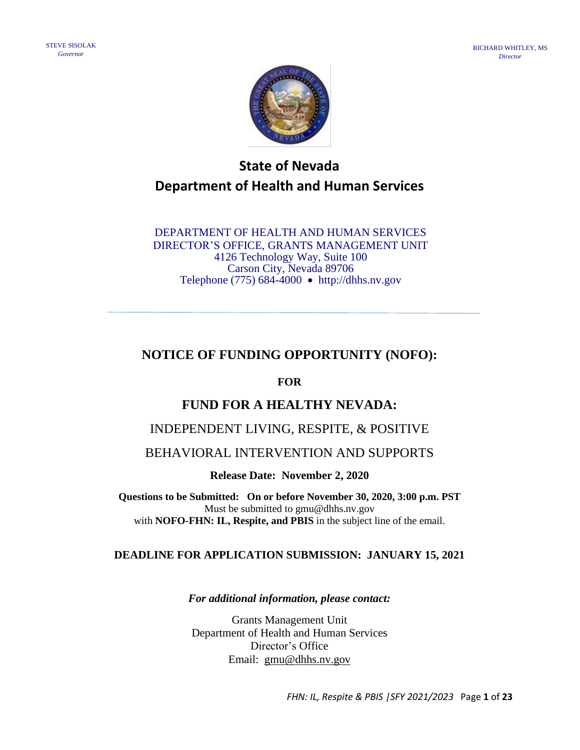STEVE SISOLAK
*Governor*

RICHARD WHITLEY, MS
*Director*

# State of Nevada
# Department of Health and Human Services

DEPARTMENT OF HEALTH AND HUMAN SERVICES
DIRECTOR'S OFFICE, GRANTS MANAGEMENT UNIT
4126 Technology Way, Suite 100
Carson City, Nevada 89706
Telephone (775) 684-4000 • http://dhhs.nv.gov

---

## NOTICE OF FUNDING OPPORTUNITY (NOFO):

**FOR**

## FUND FOR A HEALTHY NEVADA:

INDEPENDENT LIVING, RESPITE, & POSITIVE

BEHAVIORAL INTERVENTION AND SUPPORTS

**Release Date: November 2, 2020**

**Questions to be Submitted: On or before November 30, 2020, 3:00 p.m. PST**
Must be submitted to gmu@dhhs.nv.gov
with **NOFO-FHN: IL, Respite, and PBIS** in the subject line of the email.

**DEADLINE FOR APPLICATION SUBMISSION: JANUARY 15, 2021**

***For additional information, please contact:***

Grants Management Unit
Department of Health and Human Services
Director's Office
Email: gmu@dhhs.nv.gov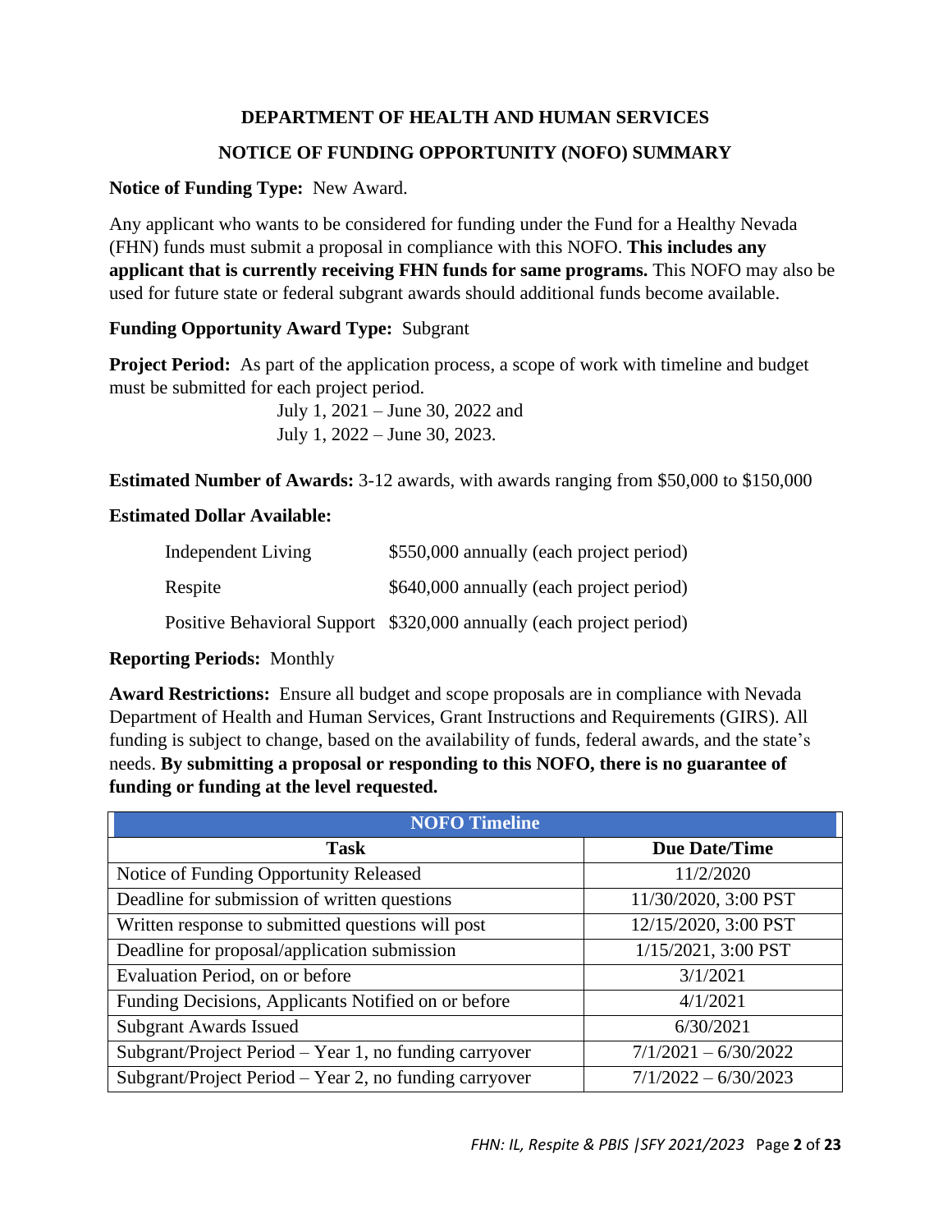**DEPARTMENT OF HEALTH AND HUMAN SERVICES**

**NOTICE OF FUNDING OPPORTUNITY (NOFO) SUMMARY**

**Notice of Funding Type:** New Award.

Any applicant who wants to be considered for funding under the Fund for a Healthy Nevada (FHN) funds must submit a proposal in compliance with this NOFO. **This includes any applicant that is currently receiving FHN funds for same programs.** This NOFO may also be used for future state or federal subgrant awards should additional funds become available.

**Funding Opportunity Award Type:** Subgrant

**Project Period:** As part of the application process, a scope of work with timeline and budget must be submitted for each project period.

July 1, 2021 – June 30, 2022 and
July 1, 2022 – June 30, 2023.

**Estimated Number of Awards:** 3-12 awards, with awards ranging from $50,000 to $150,000

**Estimated Dollar Available:**

| | |
|---|---|
| Independent Living | $550,000 annually (each project period) |
| Respite | $640,000 annually (each project period) |
| Positive Behavioral Support | $320,000 annually (each project period) |

**Reporting Periods:** Monthly

**Award Restrictions:** Ensure all budget and scope proposals are in compliance with Nevada Department of Health and Human Services, Grant Instructions and Requirements (GIRS). All funding is subject to change, based on the availability of funds, federal awards, and the state's needs. **By submitting a proposal or responding to this NOFO, there is no guarantee of funding or funding at the level requested.**

| NOFO Timeline | |
|---|---|
| **Task** | **Due Date/Time** |
| Notice of Funding Opportunity Released | 11/2/2020 |
| Deadline for submission of written questions | 11/30/2020, 3:00 PST |
| Written response to submitted questions will post | 12/15/2020, 3:00 PST |
| Deadline for proposal/application submission | 1/15/2021, 3:00 PST |
| Evaluation Period, on or before | 3/1/2021 |
| Funding Decisions, Applicants Notified on or before | 4/1/2021 |
| Subgrant Awards Issued | 6/30/2021 |
| Subgrant/Project Period – Year 1, no funding carryover | 7/1/2021 – 6/30/2022 |
| Subgrant/Project Period – Year 2, no funding carryover | 7/1/2022 – 6/30/2023 |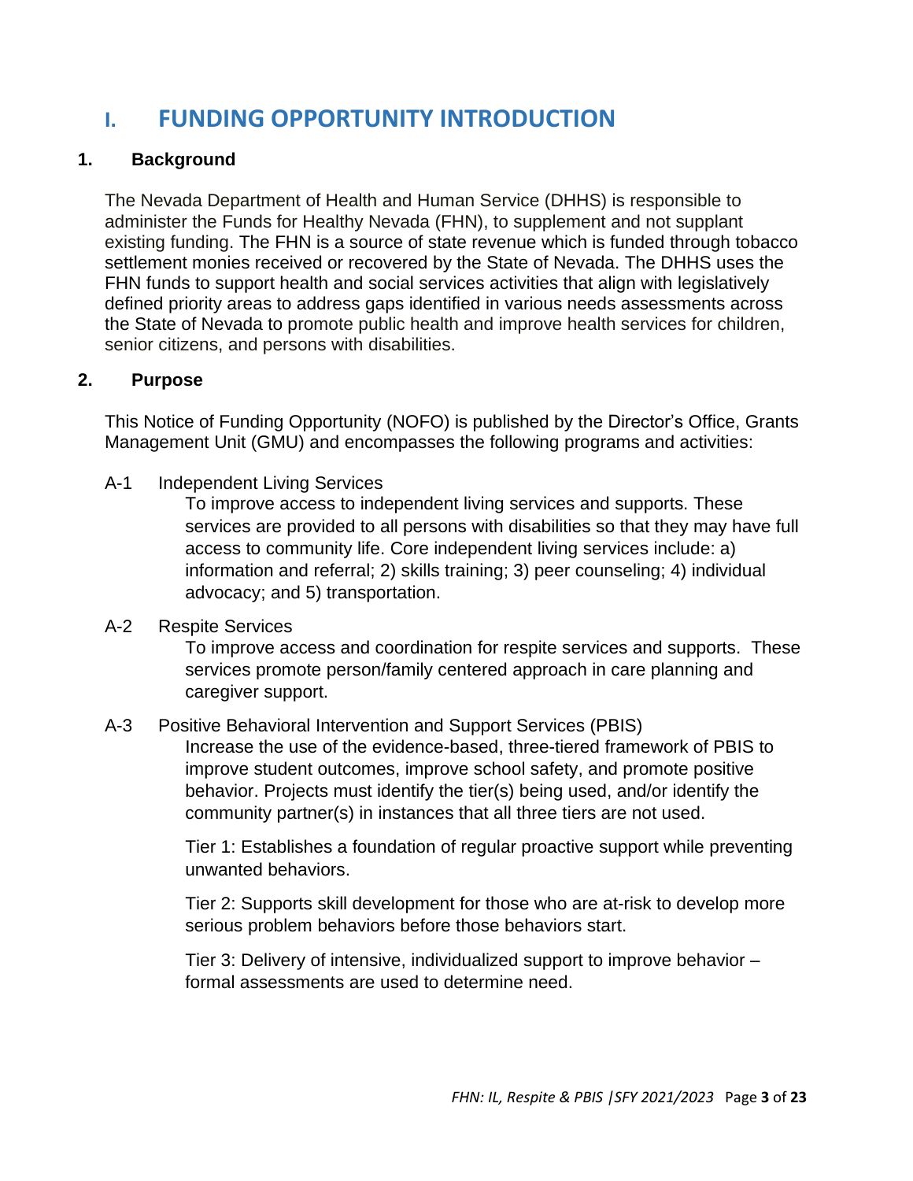# I. FUNDING OPPORTUNITY INTRODUCTION

## 1. Background

The Nevada Department of Health and Human Service (DHHS) is responsible to administer the Funds for Healthy Nevada (FHN), to supplement and not supplant existing funding. The FHN is a source of state revenue which is funded through tobacco settlement monies received or recovered by the State of Nevada. The DHHS uses the FHN funds to support health and social services activities that align with legislatively defined priority areas to address gaps identified in various needs assessments across the State of Nevada to promote public health and improve health services for children, senior citizens, and persons with disabilities.

## 2. Purpose

This Notice of Funding Opportunity (NOFO) is published by the Director's Office, Grants Management Unit (GMU) and encompasses the following programs and activities:

A-1 Independent Living Services

To improve access to independent living services and supports. These services are provided to all persons with disabilities so that they may have full access to community life. Core independent living services include: a) information and referral; 2) skills training; 3) peer counseling; 4) individual advocacy; and 5) transportation.

A-2 Respite Services

To improve access and coordination for respite services and supports. These services promote person/family centered approach in care planning and caregiver support.

A-3 Positive Behavioral Intervention and Support Services (PBIS)

Increase the use of the evidence-based, three-tiered framework of PBIS to improve student outcomes, improve school safety, and promote positive behavior. Projects must identify the tier(s) being used, and/or identify the community partner(s) in instances that all three tiers are not used.

Tier 1: Establishes a foundation of regular proactive support while preventing unwanted behaviors.

Tier 2: Supports skill development for those who are at-risk to develop more serious problem behaviors before those behaviors start.

Tier 3: Delivery of intensive, individualized support to improve behavior – formal assessments are used to determine need.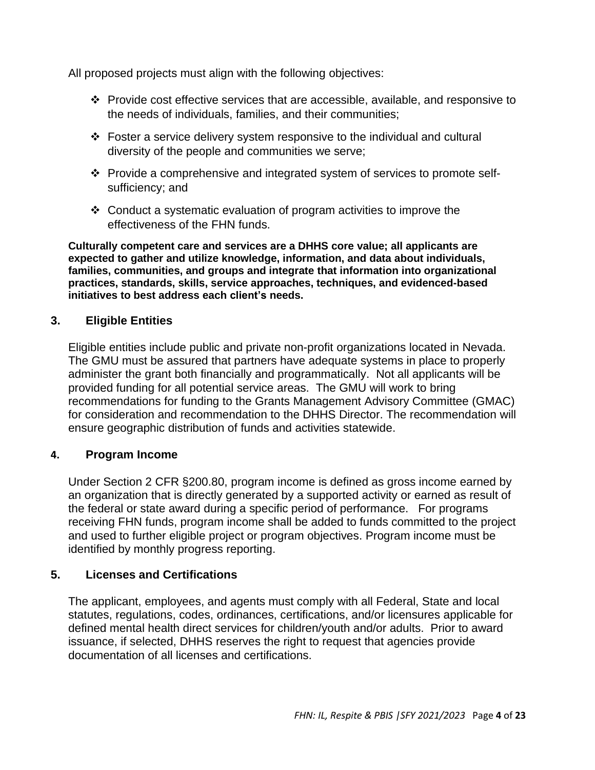All proposed projects must align with the following objectives:

- Provide cost effective services that are accessible, available, and responsive to the needs of individuals, families, and their communities;
- Foster a service delivery system responsive to the individual and cultural diversity of the people and communities we serve;
- Provide a comprehensive and integrated system of services to promote self-sufficiency; and
- Conduct a systematic evaluation of program activities to improve the effectiveness of the FHN funds.

**Culturally competent care and services are a DHHS core value; all applicants are expected to gather and utilize knowledge, information, and data about individuals, families, communities, and groups and integrate that information into organizational practices, standards, skills, service approaches, techniques, and evidenced-based initiatives to best address each client's needs.**

## 3. Eligible Entities

Eligible entities include public and private non-profit organizations located in Nevada. The GMU must be assured that partners have adequate systems in place to properly administer the grant both financially and programmatically. Not all applicants will be provided funding for all potential service areas. The GMU will work to bring recommendations for funding to the Grants Management Advisory Committee (GMAC) for consideration and recommendation to the DHHS Director. The recommendation will ensure geographic distribution of funds and activities statewide.

## 4. Program Income

Under Section 2 CFR §200.80, program income is defined as gross income earned by an organization that is directly generated by a supported activity or earned as result of the federal or state award during a specific period of performance. For programs receiving FHN funds, program income shall be added to funds committed to the project and used to further eligible project or program objectives. Program income must be identified by monthly progress reporting.

## 5. Licenses and Certifications

The applicant, employees, and agents must comply with all Federal, State and local statutes, regulations, codes, ordinances, certifications, and/or licensures applicable for defined mental health direct services for children/youth and/or adults. Prior to award issuance, if selected, DHHS reserves the right to request that agencies provide documentation of all licenses and certifications.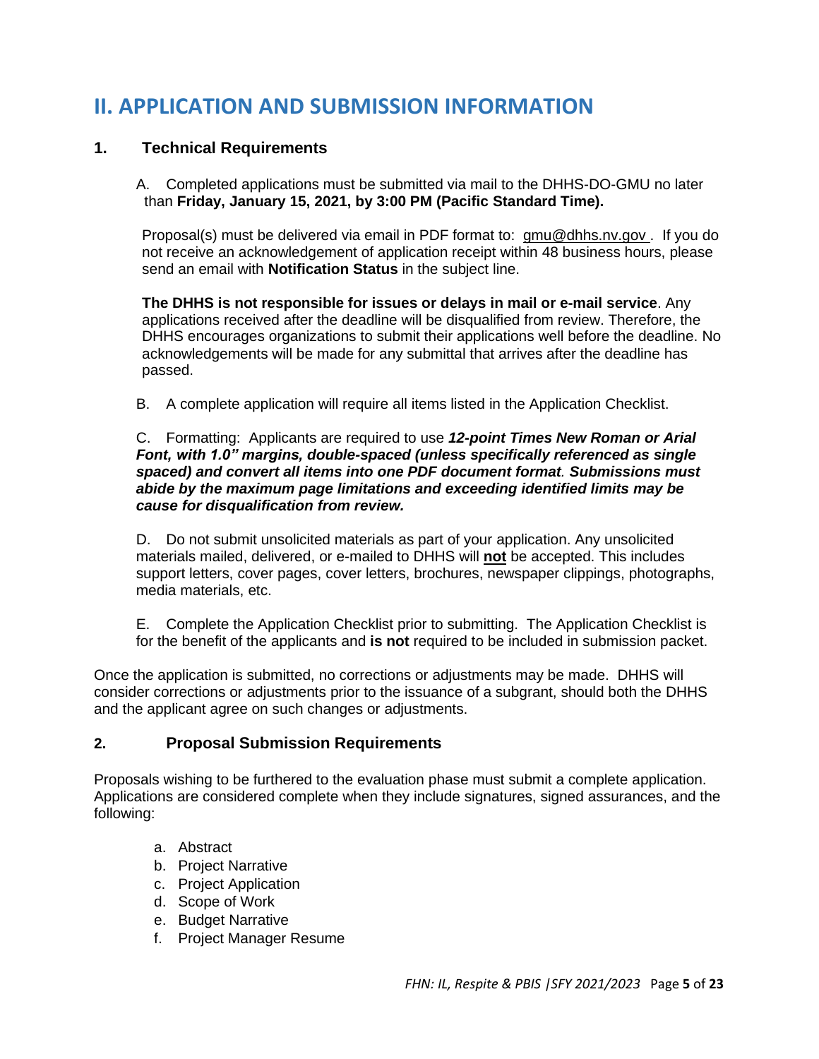# II. APPLICATION AND SUBMISSION INFORMATION

## 1. Technical Requirements

A. Completed applications must be submitted via mail to the DHHS-DO-GMU no later than **Friday, January 15, 2021, by 3:00 PM (Pacific Standard Time).**

Proposal(s) must be delivered via email in PDF format to: gmu@dhhs.nv.gov . If you do not receive an acknowledgement of application receipt within 48 business hours, please send an email with **Notification Status** in the subject line.

**The DHHS is not responsible for issues or delays in mail or e-mail service**. Any applications received after the deadline will be disqualified from review. Therefore, the DHHS encourages organizations to submit their applications well before the deadline. No acknowledgements will be made for any submittal that arrives after the deadline has passed.

B. A complete application will require all items listed in the Application Checklist.

C. Formatting: Applicants are required to use ***12-point Times New Roman or Arial Font, with 1.0" margins, double-spaced (unless specifically referenced as single spaced) and convert all items into one PDF document format*. *Submissions must abide by the maximum page limitations and exceeding identified limits may be cause for disqualification from review.***

D. Do not submit unsolicited materials as part of your application. Any unsolicited materials mailed, delivered, or e-mailed to DHHS will **not** be accepted. This includes support letters, cover pages, cover letters, brochures, newspaper clippings, photographs, media materials, etc.

E. Complete the Application Checklist prior to submitting. The Application Checklist is for the benefit of the applicants and **is not** required to be included in submission packet.

Once the application is submitted, no corrections or adjustments may be made. DHHS will consider corrections or adjustments prior to the issuance of a subgrant, should both the DHHS and the applicant agree on such changes or adjustments.

## 2. Proposal Submission Requirements

Proposals wishing to be furthered to the evaluation phase must submit a complete application. Applications are considered complete when they include signatures, signed assurances, and the following:

a. Abstract
b. Project Narrative
c. Project Application
d. Scope of Work
e. Budget Narrative
f. Project Manager Resume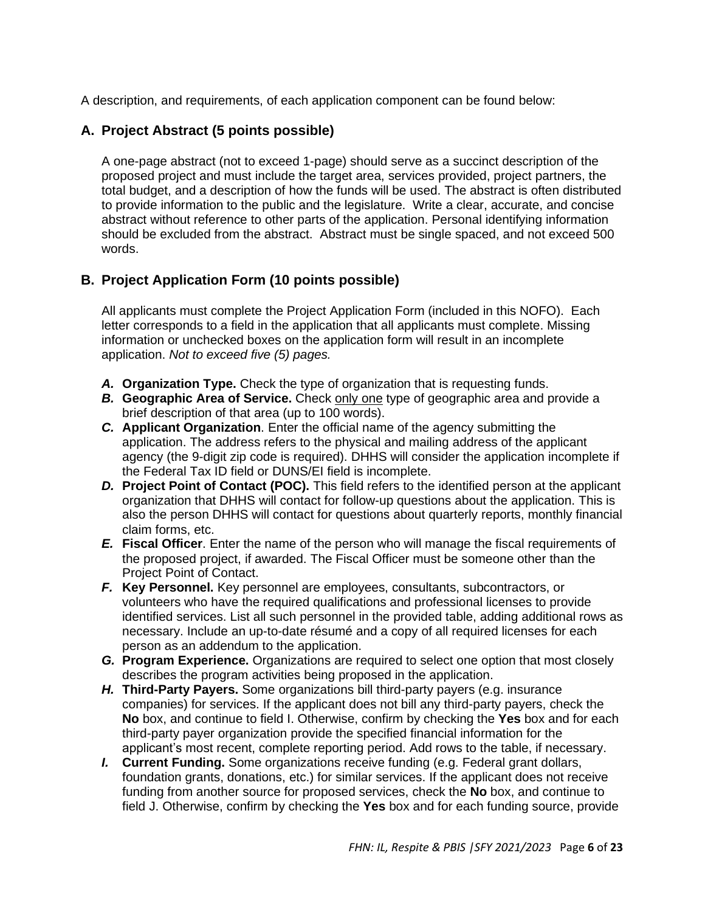A description, and requirements, of each application component can be found below:

## A. Project Abstract (5 points possible)

A one-page abstract (not to exceed 1-page) should serve as a succinct description of the proposed project and must include the target area, services provided, project partners, the total budget, and a description of how the funds will be used. The abstract is often distributed to provide information to the public and the legislature. Write a clear, accurate, and concise abstract without reference to other parts of the application. Personal identifying information should be excluded from the abstract. Abstract must be single spaced, and not exceed 500 words.

## B. Project Application Form (10 points possible)

All applicants must complete the Project Application Form (included in this NOFO). Each letter corresponds to a field in the application that all applicants must complete. Missing information or unchecked boxes on the application form will result in an incomplete application. *Not to exceed five (5) pages.*

- ***A.*** **Organization Type.** Check the type of organization that is requesting funds.
- ***B.*** **Geographic Area of Service.** Check only one type of geographic area and provide a brief description of that area (up to 100 words).
- ***C.*** **Applicant Organization**. Enter the official name of the agency submitting the application. The address refers to the physical and mailing address of the applicant agency (the 9-digit zip code is required). DHHS will consider the application incomplete if the Federal Tax ID field or DUNS/EI field is incomplete.
- ***D.*** **Project Point of Contact (POC).** This field refers to the identified person at the applicant organization that DHHS will contact for follow-up questions about the application. This is also the person DHHS will contact for questions about quarterly reports, monthly financial claim forms, etc.
- ***E.*** **Fiscal Officer**. Enter the name of the person who will manage the fiscal requirements of the proposed project, if awarded. The Fiscal Officer must be someone other than the Project Point of Contact.
- ***F.*** **Key Personnel.** Key personnel are employees, consultants, subcontractors, or volunteers who have the required qualifications and professional licenses to provide identified services. List all such personnel in the provided table, adding additional rows as necessary. Include an up-to-date résumé and a copy of all required licenses for each person as an addendum to the application.
- ***G.*** **Program Experience.** Organizations are required to select one option that most closely describes the program activities being proposed in the application.
- ***H.*** **Third-Party Payers.** Some organizations bill third-party payers (e.g. insurance companies) for services. If the applicant does not bill any third-party payers, check the **No** box, and continue to field I. Otherwise, confirm by checking the **Yes** box and for each third-party payer organization provide the specified financial information for the applicant's most recent, complete reporting period. Add rows to the table, if necessary.
- ***I.*** **Current Funding.** Some organizations receive funding (e.g. Federal grant dollars, foundation grants, donations, etc.) for similar services. If the applicant does not receive funding from another source for proposed services, check the **No** box, and continue to field J. Otherwise, confirm by checking the **Yes** box and for each funding source, provide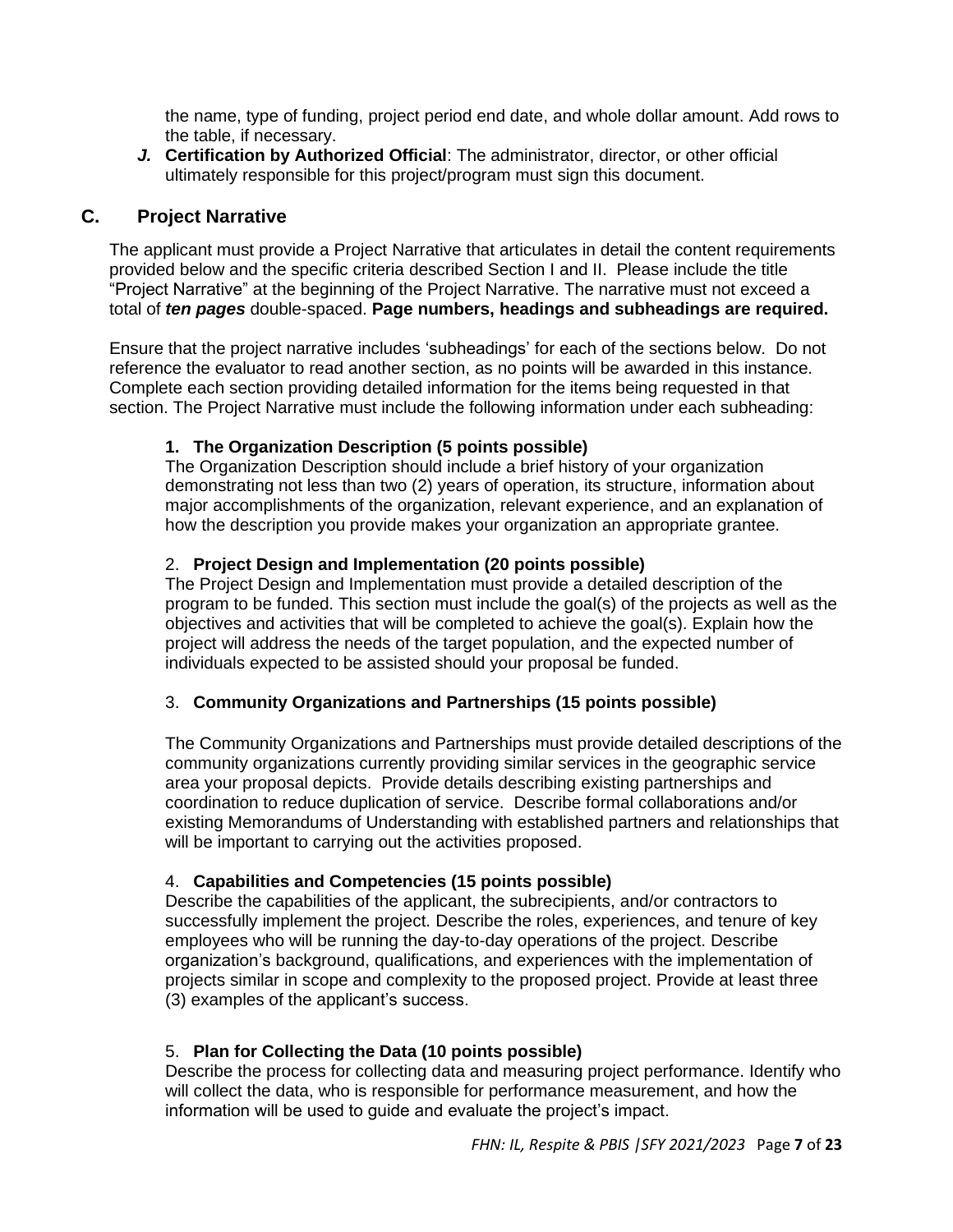the name, type of funding, project period end date, and whole dollar amount. Add rows to the table, if necessary.

***J.*** **Certification by Authorized Official**: The administrator, director, or other official ultimately responsible for this project/program must sign this document.

## C. Project Narrative

The applicant must provide a Project Narrative that articulates in detail the content requirements provided below and the specific criteria described Section I and II. Please include the title "Project Narrative" at the beginning of the Project Narrative. The narrative must not exceed a total of ***ten pages*** double-spaced. **Page numbers, headings and subheadings are required.**

Ensure that the project narrative includes 'subheadings' for each of the sections below. Do not reference the evaluator to read another section, as no points will be awarded in this instance. Complete each section providing detailed information for the items being requested in that section. The Project Narrative must include the following information under each subheading:

### 1. The Organization Description (5 points possible)

The Organization Description should include a brief history of your organization demonstrating not less than two (2) years of operation, its structure, information about major accomplishments of the organization, relevant experience, and an explanation of how the description you provide makes your organization an appropriate grantee.

### 2. Project Design and Implementation (20 points possible)

The Project Design and Implementation must provide a detailed description of the program to be funded. This section must include the goal(s) of the projects as well as the objectives and activities that will be completed to achieve the goal(s). Explain how the project will address the needs of the target population, and the expected number of individuals expected to be assisted should your proposal be funded.

### 3. Community Organizations and Partnerships (15 points possible)

The Community Organizations and Partnerships must provide detailed descriptions of the community organizations currently providing similar services in the geographic service area your proposal depicts. Provide details describing existing partnerships and coordination to reduce duplication of service. Describe formal collaborations and/or existing Memorandums of Understanding with established partners and relationships that will be important to carrying out the activities proposed.

### 4. Capabilities and Competencies (15 points possible)

Describe the capabilities of the applicant, the subrecipients, and/or contractors to successfully implement the project. Describe the roles, experiences, and tenure of key employees who will be running the day-to-day operations of the project. Describe organization's background, qualifications, and experiences with the implementation of projects similar in scope and complexity to the proposed project. Provide at least three (3) examples of the applicant's success.

### 5. Plan for Collecting the Data (10 points possible)

Describe the process for collecting data and measuring project performance. Identify who will collect the data, who is responsible for performance measurement, and how the information will be used to guide and evaluate the project's impact.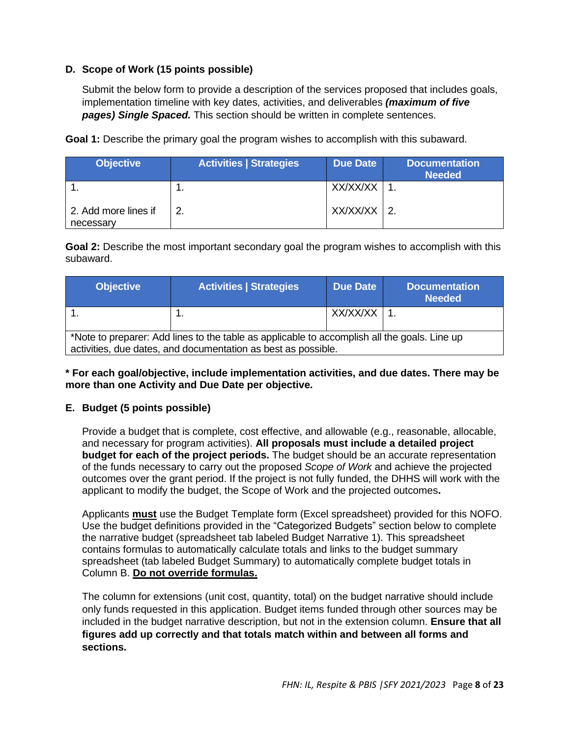### D. Scope of Work (15 points possible)

Submit the below form to provide a description of the services proposed that includes goals, implementation timeline with key dates, activities, and deliverables ***(maximum of five pages) Single Spaced.*** This section should be written in complete sentences.

**Goal 1:** Describe the primary goal the program wishes to accomplish with this subaward.

| Objective | Activities \| Strategies | Due Date | Documentation Needed |
|---|---|---|---|
| 1. | 1. | XX/XX/XX | 1. |
| 2. Add more lines if necessary | 2. | XX/XX/XX | 2. |

**Goal 2:** Describe the most important secondary goal the program wishes to accomplish with this subaward.

| Objective | Activities \| Strategies | Due Date | Documentation Needed |
|---|---|---|---|
| 1. | 1. | XX/XX/XX | 1. |
| *Note to preparer: Add lines to the table as applicable to accomplish all the goals. Line up activities, due dates, and documentation as best as possible. | | | |

**\* For each goal/objective, include implementation activities, and due dates. There may be more than one Activity and Due Date per objective.**

### E. Budget (5 points possible)

Provide a budget that is complete, cost effective, and allowable (e.g., reasonable, allocable, and necessary for program activities). **All proposals must include a detailed project budget for each of the project periods.** The budget should be an accurate representation of the funds necessary to carry out the proposed *Scope of Work* and achieve the projected outcomes over the grant period. If the project is not fully funded, the DHHS will work with the applicant to modify the budget, the Scope of Work and the projected outcomes**.**

Applicants **must** use the Budget Template form (Excel spreadsheet) provided for this NOFO. Use the budget definitions provided in the "Categorized Budgets" section below to complete the narrative budget (spreadsheet tab labeled Budget Narrative 1). This spreadsheet contains formulas to automatically calculate totals and links to the budget summary spreadsheet (tab labeled Budget Summary) to automatically complete budget totals in Column B. **Do not override formulas.**

The column for extensions (unit cost, quantity, total) on the budget narrative should include only funds requested in this application. Budget items funded through other sources may be included in the budget narrative description, but not in the extension column. **Ensure that all figures add up correctly and that totals match within and between all forms and sections.**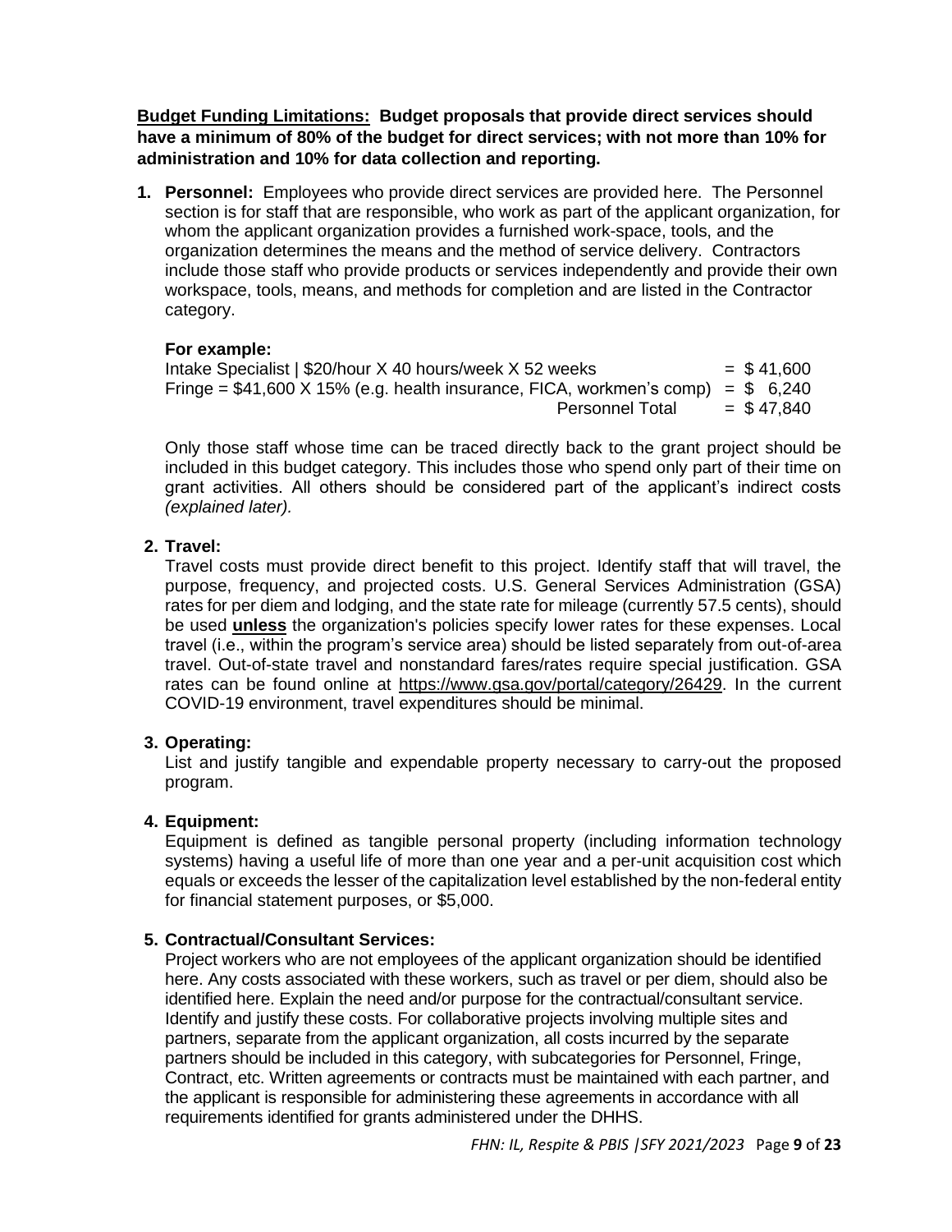**<u>Budget Funding Limitations:</u> Budget proposals that provide direct services should have a minimum of 80% of the budget for direct services; with not more than 10% for administration and 10% for data collection and reporting.**

1. **Personnel:** Employees who provide direct services are provided here. The Personnel section is for staff that are responsible, who work as part of the applicant organization, for whom the applicant organization provides a furnished work-space, tools, and the organization determines the means and the method of service delivery. Contractors include those staff who provide products or services independently and provide their own workspace, tools, means, and methods for completion and are listed in the Contractor category.

   **For example:**

   | | |
   |---|---|
   | Intake Specialist \| $20/hour X 40 hours/week X 52 weeks | = $ 41,600 |
   | Fringe = $41,600 X 15% (e.g. health insurance, FICA, workmen's comp) | = $ 6,240 |
   | Personnel Total | = $ 47,840 |

   Only those staff whose time can be traced directly back to the grant project should be included in this budget category. This includes those who spend only part of their time on grant activities. All others should be considered part of the applicant's indirect costs *(explained later).*

2. **Travel:**
   Travel costs must provide direct benefit to this project. Identify staff that will travel, the purpose, frequency, and projected costs. U.S. General Services Administration (GSA) rates for per diem and lodging, and the state rate for mileage (currently 57.5 cents), should be used **<u>unless</u>** the organization's policies specify lower rates for these expenses. Local travel (i.e., within the program's service area) should be listed separately from out-of-area travel. Out-of-state travel and nonstandard fares/rates require special justification. GSA rates can be found online at https://www.gsa.gov/portal/category/26429. In the current COVID-19 environment, travel expenditures should be minimal.

3. **Operating:**
   List and justify tangible and expendable property necessary to carry-out the proposed program.

4. **Equipment:**
   Equipment is defined as tangible personal property (including information technology systems) having a useful life of more than one year and a per-unit acquisition cost which equals or exceeds the lesser of the capitalization level established by the non-federal entity for financial statement purposes, or $5,000.

5. **Contractual/Consultant Services:**
   Project workers who are not employees of the applicant organization should be identified here. Any costs associated with these workers, such as travel or per diem, should also be identified here. Explain the need and/or purpose for the contractual/consultant service. Identify and justify these costs. For collaborative projects involving multiple sites and partners, separate from the applicant organization, all costs incurred by the separate partners should be included in this category, with subcategories for Personnel, Fringe, Contract, etc. Written agreements or contracts must be maintained with each partner, and the applicant is responsible for administering these agreements in accordance with all requirements identified for grants administered under the DHHS.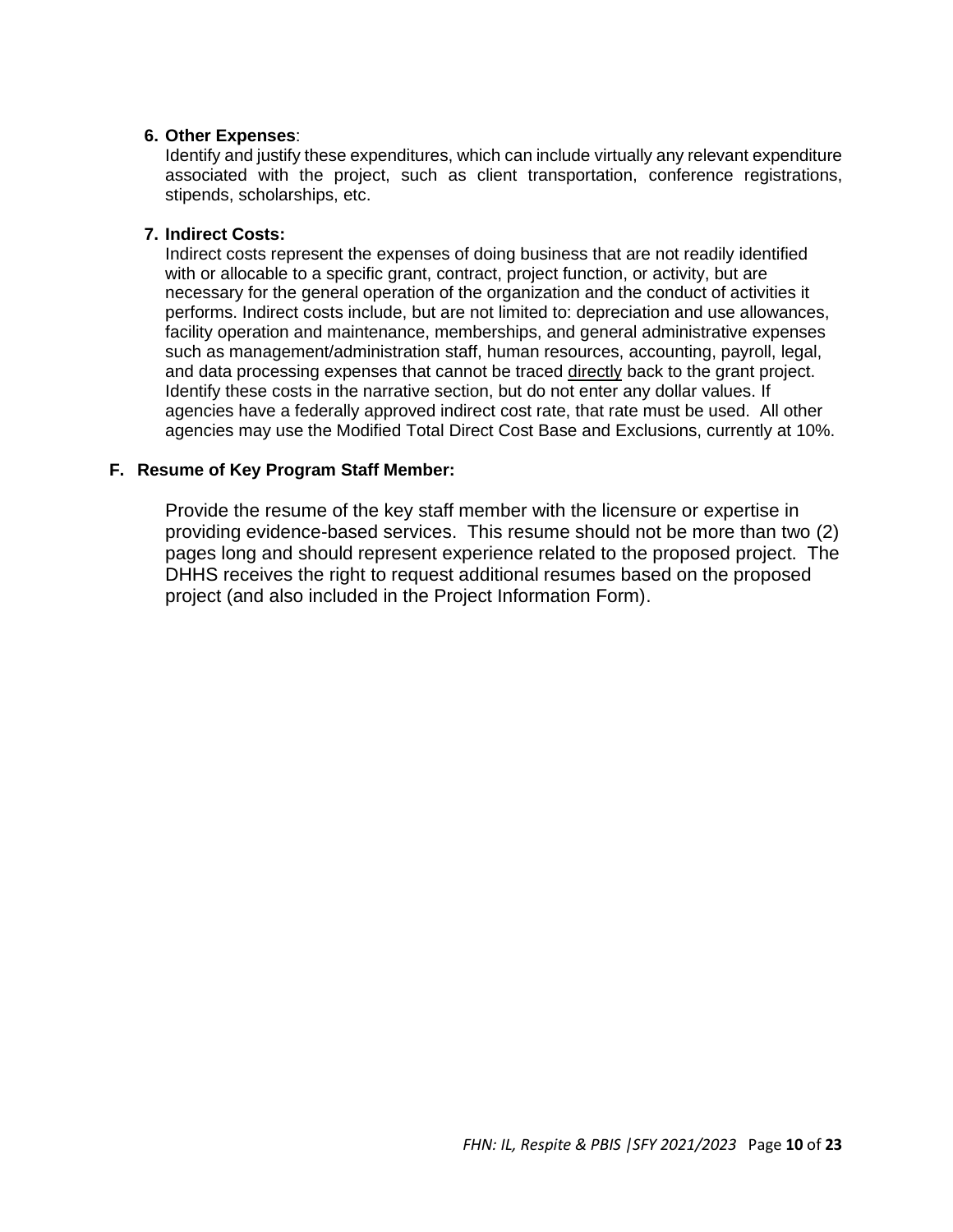6. **Other Expenses**:
   Identify and justify these expenditures, which can include virtually any relevant expenditure associated with the project, such as client transportation, conference registrations, stipends, scholarships, etc.

7. **Indirect Costs:**
   Indirect costs represent the expenses of doing business that are not readily identified with or allocable to a specific grant, contract, project function, or activity, but are necessary for the general operation of the organization and the conduct of activities it performs. Indirect costs include, but are not limited to: depreciation and use allowances, facility operation and maintenance, memberships, and general administrative expenses such as management/administration staff, human resources, accounting, payroll, legal, and data processing expenses that cannot be traced directly back to the grant project. Identify these costs in the narrative section, but do not enter any dollar values. If agencies have a federally approved indirect cost rate, that rate must be used. All other agencies may use the Modified Total Direct Cost Base and Exclusions, currently at 10%.

### F. Resume of Key Program Staff Member:

Provide the resume of the key staff member with the licensure or expertise in providing evidence-based services. This resume should not be more than two (2) pages long and should represent experience related to the proposed project. The DHHS receives the right to request additional resumes based on the proposed project (and also included in the Project Information Form).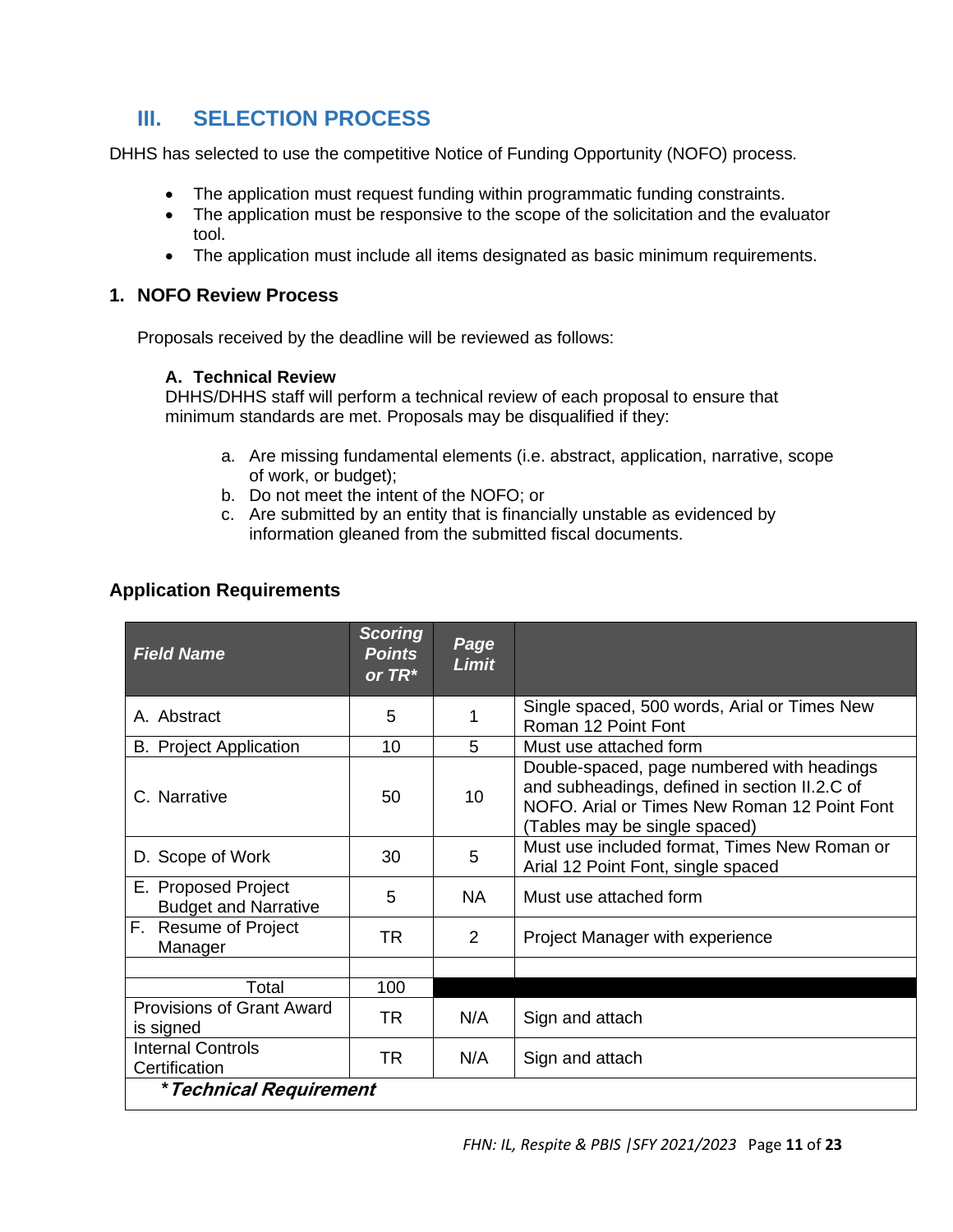## III. SELECTION PROCESS

DHHS has selected to use the competitive Notice of Funding Opportunity (NOFO) process.

- The application must request funding within programmatic funding constraints.
- The application must be responsive to the scope of the solicitation and the evaluator tool.
- The application must include all items designated as basic minimum requirements.

### 1. NOFO Review Process

Proposals received by the deadline will be reviewed as follows:

**A. Technical Review**
DHHS/DHHS staff will perform a technical review of each proposal to ensure that minimum standards are met. Proposals may be disqualified if they:

a. Are missing fundamental elements (i.e. abstract, application, narrative, scope of work, or budget);
b. Do not meet the intent of the NOFO; or
c. Are submitted by an entity that is financially unstable as evidenced by information gleaned from the submitted fiscal documents.

### Application Requirements

| *Field Name* | *Scoring Points or TR** | *Page Limit* | |
|---|---|---|---|
| A. Abstract | 5 | 1 | Single spaced, 500 words, Arial or Times New Roman 12 Point Font |
| B. Project Application | 10 | 5 | Must use attached form |
| C. Narrative | 50 | 10 | Double-spaced, page numbered with headings and subheadings, defined in section II.2.C of NOFO. Arial or Times New Roman 12 Point Font (Tables may be single spaced) |
| D. Scope of Work | 30 | 5 | Must use included format, Times New Roman or Arial 12 Point Font, single spaced |
| E. Proposed Project Budget and Narrative | 5 | NA | Must use attached form |
| F. Resume of Project Manager | TR | 2 | Project Manager with experience |
| | | | |
| Total | 100 | | |
| Provisions of Grant Award is signed | TR | N/A | Sign and attach |
| Internal Controls Certification | TR | N/A | Sign and attach |

****Technical Requirement***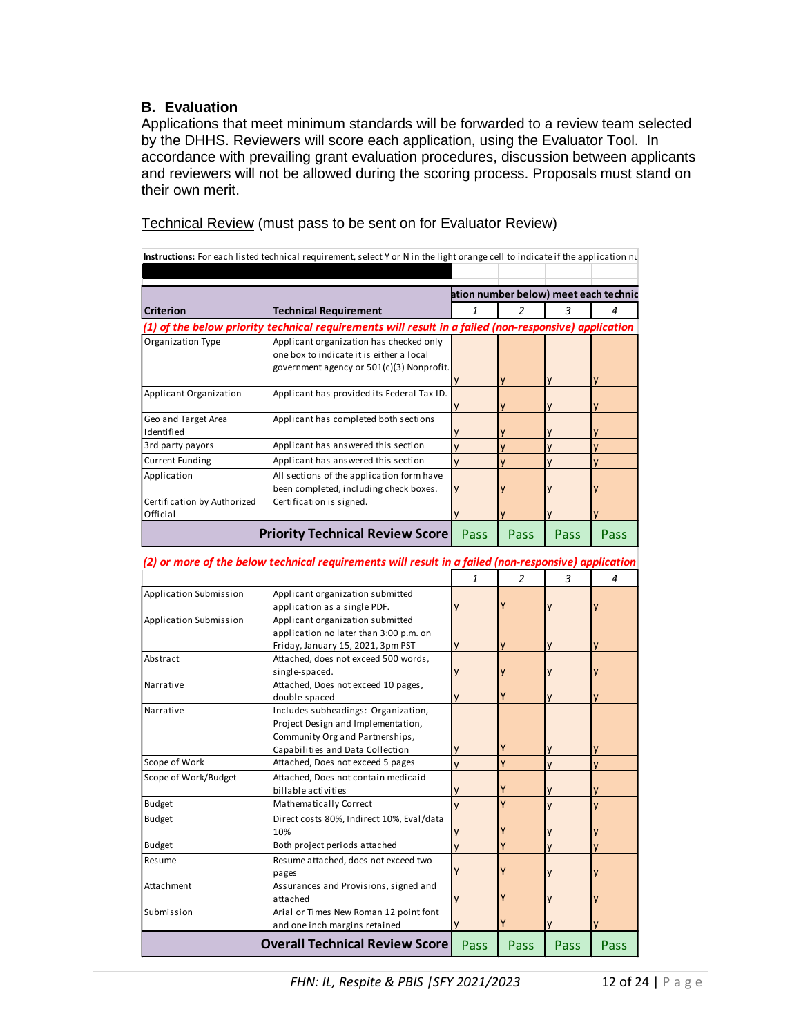### B. Evaluation

Applications that meet minimum standards will be forwarded to a review team selected by the DHHS. Reviewers will score each application, using the Evaluator Tool. In accordance with prevailing grant evaluation procedures, discussion between applicants and reviewers will not be allowed during the scoring process. Proposals must stand on their own merit.

Technical Review (must pass to be sent on for Evaluator Review)

**Instructions:** For each listed technical requirement, select Y or N in the light orange cell to indicate if the application nu

| Criterion | Technical Requirement | ation number below) meet each technic | | | |
|---|---|---|---|---|---|
| | | 1 | 2 | 3 | 4 |
| *(1) of the below priority technical requirements will result in a failed (non-responsive) application* | | | | | |
| Organization Type | Applicant organization has checked only one box to indicate it is either a local government agency or 501(c)(3) Nonprofit. | y | y | y | y |
| Applicant Organization | Applicant has provided its Federal Tax ID. | y | y | y | y |
| Geo and Target Area Identified | Applicant has completed both sections | y | y | y | y |
| 3rd party payors | Applicant has answered this section | y | y | y | y |
| Current Funding | Applicant has answered this section | y | y | y | y |
| Application | All sections of the application form have been completed, including check boxes. | y | y | y | y |
| Certification by Authorized Official | Certification is signed. | y | y | y | y |
| | **Priority Technical Review Score** | Pass | Pass | Pass | Pass |

| *(2) or more of the below technical requirements will result in a failed (non-responsive) application* | | | | | |
|---|---|---|---|---|---|
| | | 1 | 2 | 3 | 4 |
| Application Submission | Applicant organization submitted application as a single PDF. | y | Y | y | y |
| Application Submission | Applicant organization submitted application no later than 3:00 p.m. on Friday, January 15, 2021, 3pm PST | y | y | y | y |
| Abstract | Attached, does not exceed 500 words, single-spaced. | y | y | y | y |
| Narrative | Attached, Does not exceed 10 pages, double-spaced | y | Y | y | y |
| Narrative | Includes subheadings: Organization, Project Design and Implementation, Community Org and Partnerships, Capabilities and Data Collection | y | Y | y | y |
| Scope of Work | Attached, Does not exceed 5 pages | y | Y | y | y |
| Scope of Work/Budget | Attached, Does not contain medicaid billable activities | y | Y | y | y |
| Budget | Mathematically Correct | y | Y | y | y |
| Budget | Direct costs 80%, Indirect 10%, Eval/data 10% | y | Y | y | y |
| Budget | Both project periods attached | y | Y | y | y |
| Resume | Resume attached, does not exceed two pages | Y | Y | y | y |
| Attachment | Assurances and Provisions, signed and attached | y | Y | y | y |
| Submission | Arial or Times New Roman 12 point font and one inch margins retained | y | Y | y | y |
| | **Overall Technical Review Score** | Pass | Pass | Pass | Pass |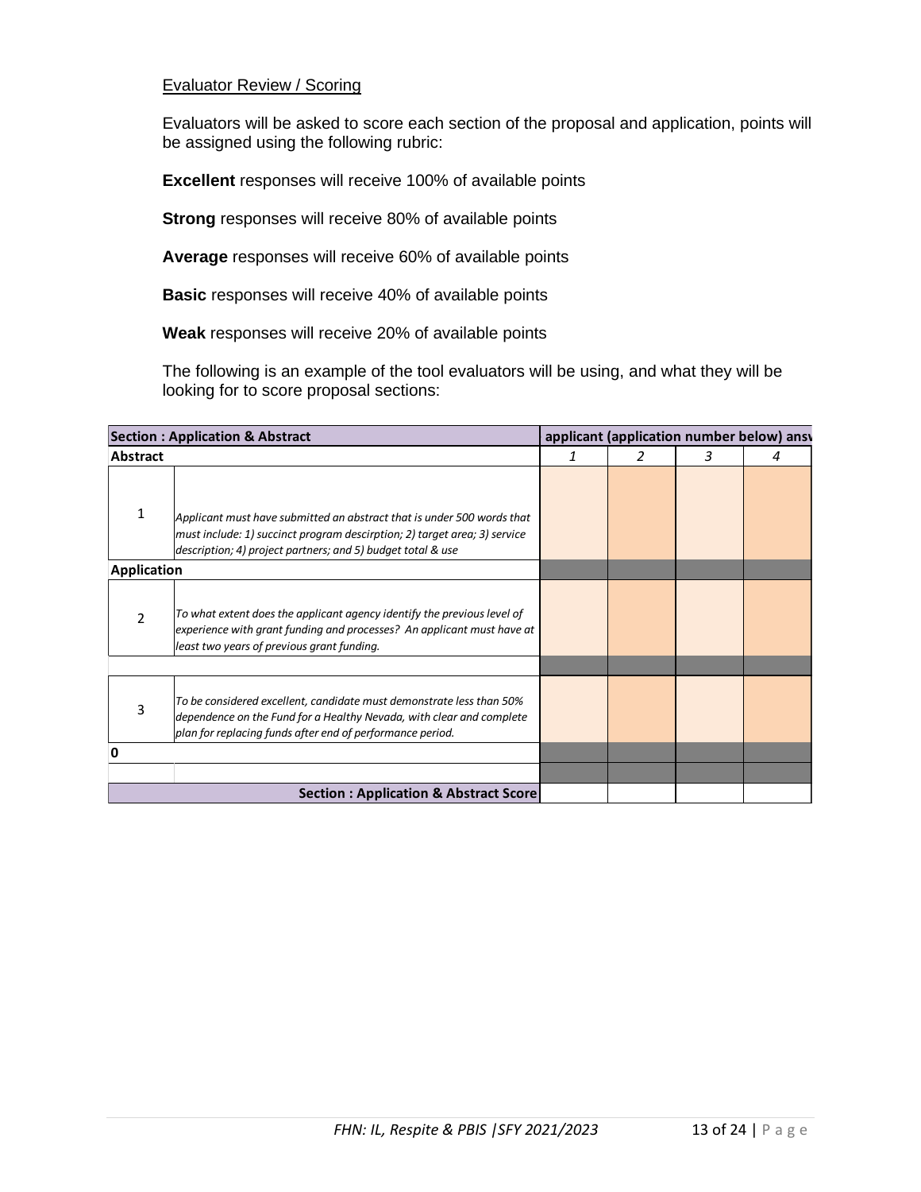Evaluator Review / Scoring

Evaluators will be asked to score each section of the proposal and application, points will be assigned using the following rubric:

**Excellent** responses will receive 100% of available points

**Strong** responses will receive 80% of available points

**Average** responses will receive 60% of available points

**Basic** responses will receive 40% of available points

**Weak** responses will receive 20% of available points

The following is an example of the tool evaluators will be using, and what they will be looking for to score proposal sections:

| **Section : Application & Abstract** | | **applicant (application number below) ansv** | | | |
|---|---|---|---|---|---|
| **Abstract** | | *1* | *2* | *3* | *4* |
| 1 | *Applicant must have submitted an abstract that is under 500 words that must include: 1) succinct program descirption; 2) target area; 3) service description; 4) project partners; and 5) budget total & use* | | | | |
| **Application** | | | | | |
| 2 | *To what extent does the applicant agency identify the previous level of experience with grant funding and processes? An applicant must have at least two years of previous grant funding.* | | | | |
| | | | | | |
| 3 | *To be considered excellent, candidate must demonstrate less than 50% dependence on the Fund for a Healthy Nevada, with clear and complete plan for replacing funds after end of performance period.* | | | | |
| **0** | | | | | |
| | | | | | |
| | **Section : Application & Abstract Score** | | | | |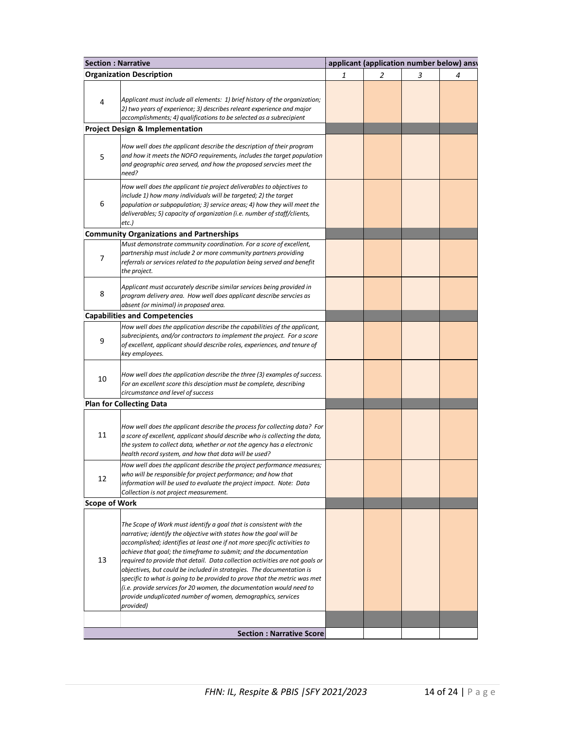| Section : Narrative | | applicant (application number below) ansv | | | |
|---|---|---|---|---|---|
| **Organization Description** | | *1* | *2* | *3* | *4* |
| 4 | *Applicant must include all elements: 1) brief history of the organization; 2) two years of experience; 3) describes releant experience and major accomplishments; 4) qualifications to be selected as a subrecipient* | | | | |
| **Project Design & Implementation** | | | | | |
| 5 | *How well does the applicant describe the description of their program and how it meets the NOFO requirements, includes the target population and geographic area served, and how the proposed servcies meet the need?* | | | | |
| 6 | *How well does the applicant tie project deliverables to objectives to include 1) how many individuals will be targeted; 2) the target population or subpopulation; 3) service areas; 4) how they will meet the deliverables; 5) capacity of organization (i.e. number of staff/clients, etc.)* | | | | |
| **Community Organizations and Partnerships** | | | | | |
| 7 | *Must demonstrate community coordination. For a score of excellent, partnership must include 2 or more community partners providing referrals or services related to the population being served and benefit the project.* | | | | |
| 8 | *Applicant must accurately describe similar services being provided in program delivery area. How well does applicant describe servcies as absent (or minimal) in proposed area.* | | | | |
| **Capabilities and Competencies** | | | | | |
| 9 | *How well does the application describe the capabilities of the applicant, subrecipients, and/or contractors to implement the project. For a score of excellent, applicant should describe roles, experiences, and tenure of key employees.* | | | | |
| 10 | *How well does the application describe the three (3) examples of success. For an excellent score this desciption must be complete, describing circumstance and level of success* | | | | |
| **Plan for Collecting Data** | | | | | |
| 11 | *How well does the applicant describe the process for collecting data? For a score of excellent, applicant should describe who is collecting the data, the system to collect data, whether or not the agency has a electronic health record system, and how that data will be used?* | | | | |
| 12 | *How well does the applicant describe the project performance measures; who will be responsible for project performance; and how that information will be used to evaluate the project impact. Note: Data Collection is not project measurement.* | | | | |
| **Scope of Work** | | | | | |
| 13 | *The Scope of Work must identify a goal that is consistent with the narrative; identify the objective with states how the goal will be accomplished; identifies at least one if not more specific activities to achieve that goal; the timeframe to submit; and the documentation required to provide that detail. Data collection activities are not goals or objectives, but could be included in strategies. The documentation is specific to what is going to be provided to prove that the metric was met (i.e. provide services for 20 women, the documentation would need to provide unduplicated number of women, demographics, services provided)* | | | | |
| | | | | | |
| | **Section : Narrative Score** | | | | |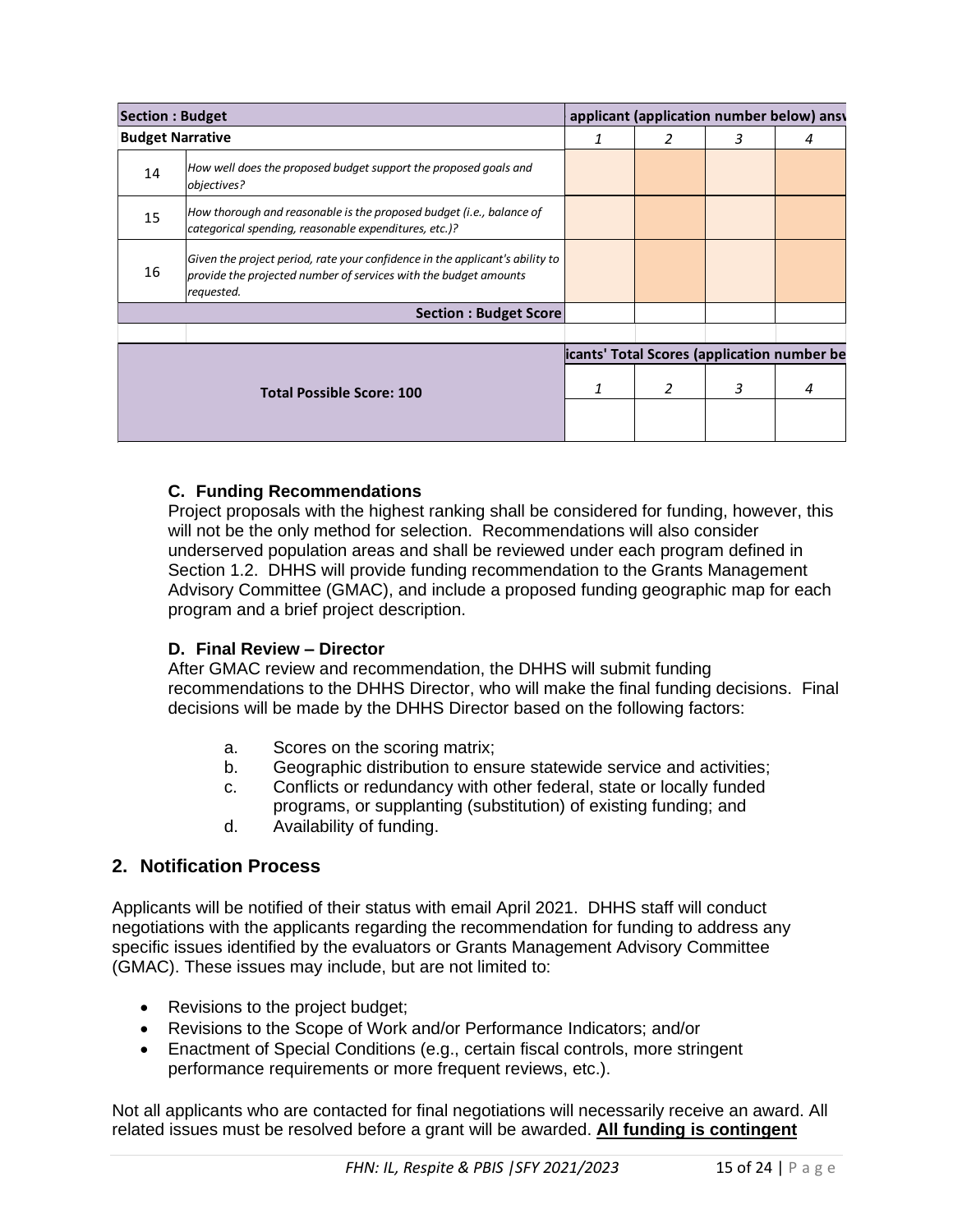| Section : Budget | | applicant (application number below) ansv | | | |
|---|---|---|---|---|---|
| **Budget Narrative** | | *1* | *2* | *3* | *4* |
| 14 | *How well does the proposed budget support the proposed goals and objectives?* | | | | |
| 15 | *How thorough and reasonable is the proposed budget (i.e., balance of categorical spending, reasonable expenditures, etc.)?* | | | | |
| 16 | *Given the project period, rate your confidence in the applicant's ability to provide the projected number of services with the budget amounts requested.* | | | | |
| | **Section : Budget Score** | | | | |

| Total Possible Score: 100 | icants' Total Scores (application number be | | | |
|---|---|---|---|---|
| | *1* | *2* | *3* | *4* |
| | | | | |

### C. Funding Recommendations

Project proposals with the highest ranking shall be considered for funding, however, this will not be the only method for selection. Recommendations will also consider underserved population areas and shall be reviewed under each program defined in Section 1.2. DHHS will provide funding recommendation to the Grants Management Advisory Committee (GMAC), and include a proposed funding geographic map for each program and a brief project description.

### D. Final Review – Director

After GMAC review and recommendation, the DHHS will submit funding recommendations to the DHHS Director, who will make the final funding decisions. Final decisions will be made by the DHHS Director based on the following factors:

a. Scores on the scoring matrix;
b. Geographic distribution to ensure statewide service and activities;
c. Conflicts or redundancy with other federal, state or locally funded programs, or supplanting (substitution) of existing funding; and
d. Availability of funding.

## 2. Notification Process

Applicants will be notified of their status with email April 2021. DHHS staff will conduct negotiations with the applicants regarding the recommendation for funding to address any specific issues identified by the evaluators or Grants Management Advisory Committee (GMAC). These issues may include, but are not limited to:

- Revisions to the project budget;
- Revisions to the Scope of Work and/or Performance Indicators; and/or
- Enactment of Special Conditions (e.g., certain fiscal controls, more stringent performance requirements or more frequent reviews, etc.).

Not all applicants who are contacted for final negotiations will necessarily receive an award. All related issues must be resolved before a grant will be awarded. **All funding is contingent**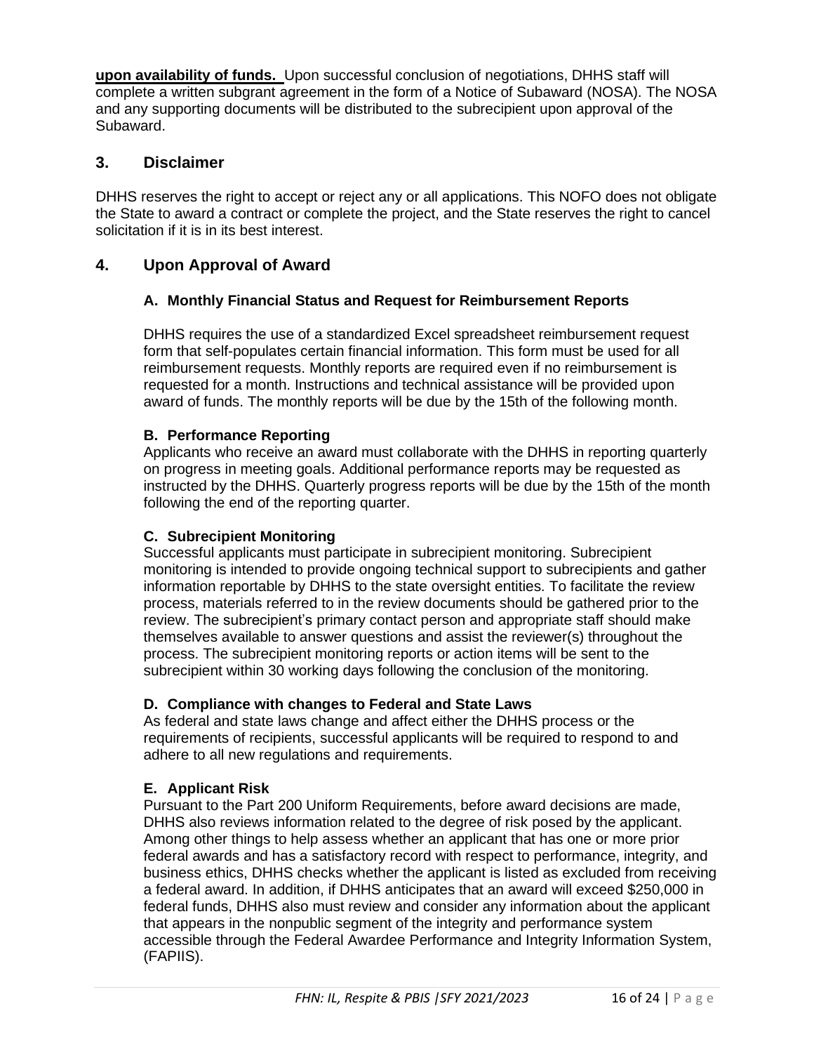**upon availability of funds.** Upon successful conclusion of negotiations, DHHS staff will complete a written subgrant agreement in the form of a Notice of Subaward (NOSA). The NOSA and any supporting documents will be distributed to the subrecipient upon approval of the Subaward.

## 3. Disclaimer

DHHS reserves the right to accept or reject any or all applications. This NOFO does not obligate the State to award a contract or complete the project, and the State reserves the right to cancel solicitation if it is in its best interest.

## 4. Upon Approval of Award

### A. Monthly Financial Status and Request for Reimbursement Reports

DHHS requires the use of a standardized Excel spreadsheet reimbursement request form that self-populates certain financial information. This form must be used for all reimbursement requests. Monthly reports are required even if no reimbursement is requested for a month. Instructions and technical assistance will be provided upon award of funds. The monthly reports will be due by the 15th of the following month.

### B. Performance Reporting

Applicants who receive an award must collaborate with the DHHS in reporting quarterly on progress in meeting goals. Additional performance reports may be requested as instructed by the DHHS. Quarterly progress reports will be due by the 15th of the month following the end of the reporting quarter.

### C. Subrecipient Monitoring

Successful applicants must participate in subrecipient monitoring. Subrecipient monitoring is intended to provide ongoing technical support to subrecipients and gather information reportable by DHHS to the state oversight entities. To facilitate the review process, materials referred to in the review documents should be gathered prior to the review. The subrecipient's primary contact person and appropriate staff should make themselves available to answer questions and assist the reviewer(s) throughout the process. The subrecipient monitoring reports or action items will be sent to the subrecipient within 30 working days following the conclusion of the monitoring.

### D. Compliance with changes to Federal and State Laws

As federal and state laws change and affect either the DHHS process or the requirements of recipients, successful applicants will be required to respond to and adhere to all new regulations and requirements.

### E. Applicant Risk

Pursuant to the Part 200 Uniform Requirements, before award decisions are made, DHHS also reviews information related to the degree of risk posed by the applicant. Among other things to help assess whether an applicant that has one or more prior federal awards and has a satisfactory record with respect to performance, integrity, and business ethics, DHHS checks whether the applicant is listed as excluded from receiving a federal award. In addition, if DHHS anticipates that an award will exceed $250,000 in federal funds, DHHS also must review and consider any information about the applicant that appears in the nonpublic segment of the integrity and performance system accessible through the Federal Awardee Performance and Integrity Information System, (FAPIIS).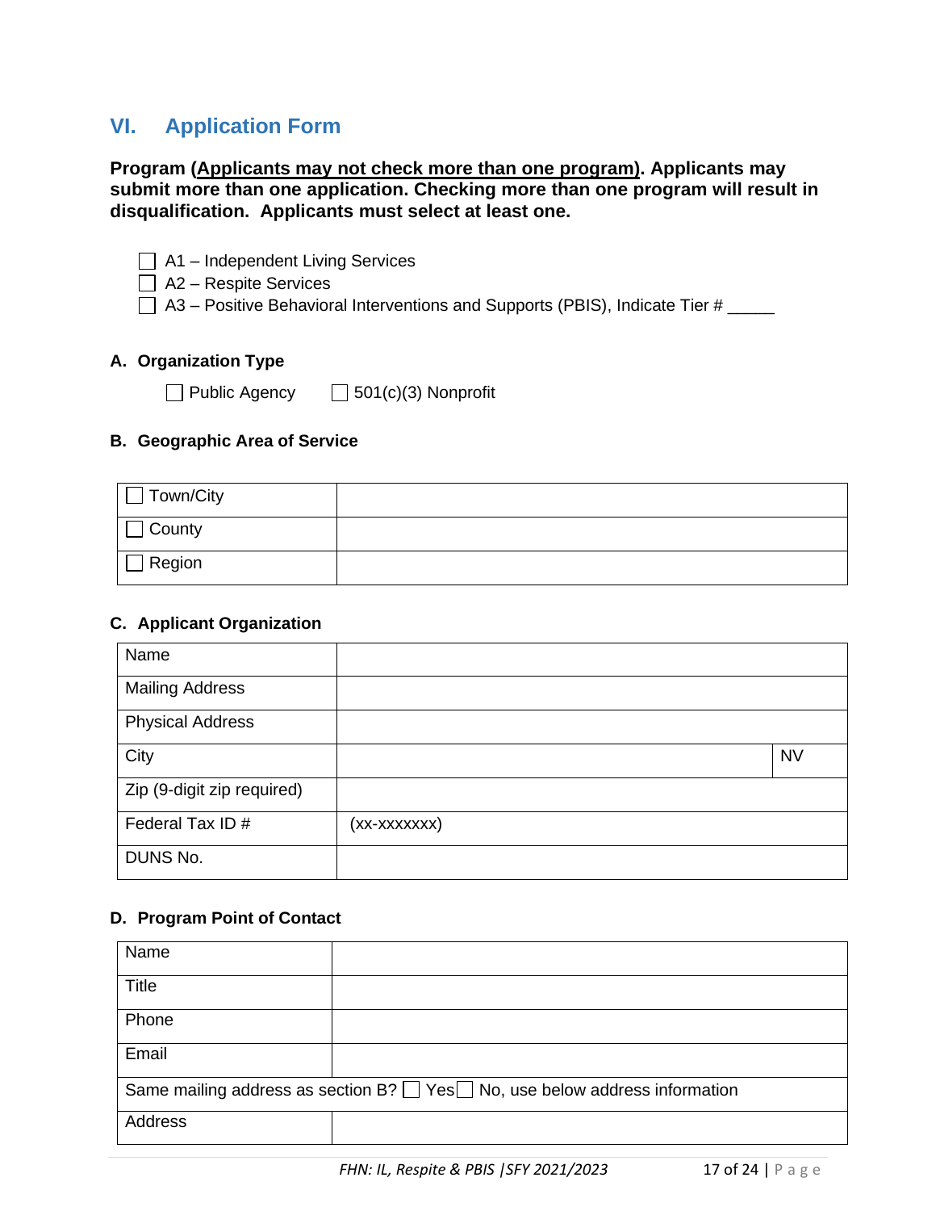## VI. Application Form

**Program (<u>Applicants may not check more than one program</u>). Applicants may submit more than one application. Checking more than one program will result in disqualification. Applicants must select at least one.**

☐ A1 – Independent Living Services
☐ A2 – Respite Services
☐ A3 – Positive Behavioral Interventions and Supports (PBIS), Indicate Tier # _____

### A. Organization Type

☐ Public Agency ☐ 501(c)(3) Nonprofit

### B. Geographic Area of Service

| | |
|---|---|
| ☐ Town/City | |
| ☐ County | |
| ☐ Region | |

### C. Applicant Organization

| | | |
|---|---|---|
| Name | | |
| Mailing Address | | |
| Physical Address | | |
| City | | NV |
| Zip (9-digit zip required) | | |
| Federal Tax ID # | (xx-xxxxxxx) | |
| DUNS No. | | |

### D. Program Point of Contact

| | |
|---|---|
| Name | |
| Title | |
| Phone | |
| Email | |
| Same mailing address as section B? ☐ Yes ☐ No, use below address information | |
| Address | |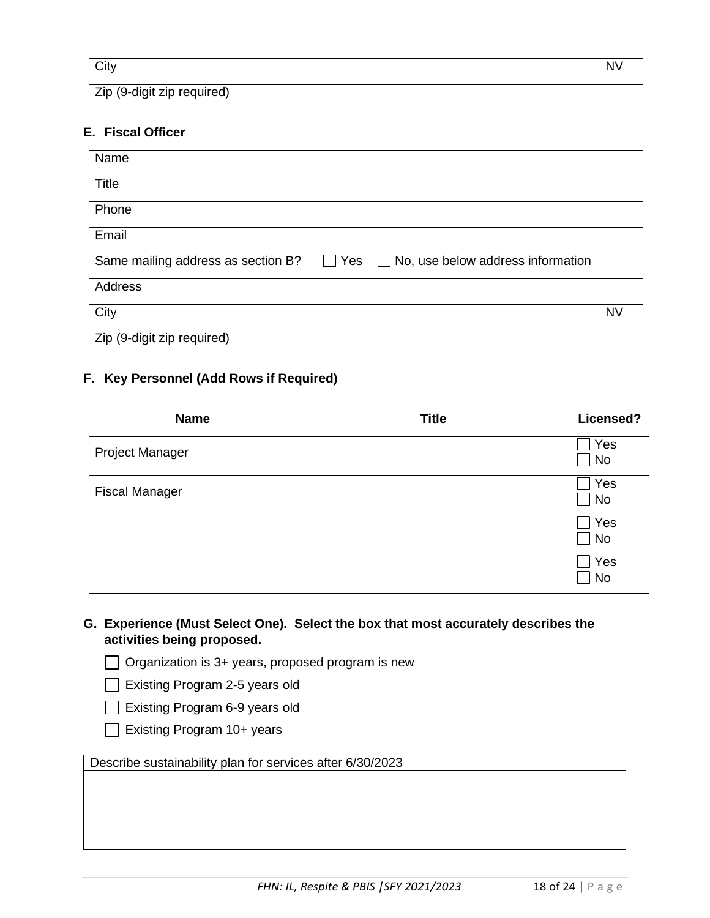| City | | NV |
|---|---|---|
| Zip (9-digit zip required) | | |

**E. Fiscal Officer**

| Name | | |
|---|---|---|
| Title | | |
| Phone | | |
| Email | | |
| Same mailing address as section B? ☐ Yes ☐ No, use below address information | | |
| Address | | |
| City | | NV |
| Zip (9-digit zip required) | | |

**F. Key Personnel (Add Rows if Required)**

| Name | Title | Licensed? |
|---|---|---|
| Project Manager | | ☐ Yes ☐ No |
| Fiscal Manager | | ☐ Yes ☐ No |
| | | ☐ Yes ☐ No |
| | | ☐ Yes ☐ No |

**G. Experience (Must Select One). Select the box that most accurately describes the activities being proposed.**

☐ Organization is 3+ years, proposed program is new

☐ Existing Program 2-5 years old

☐ Existing Program 6-9 years old

☐ Existing Program 10+ years

| Describe sustainability plan for services after 6/30/2023 |
|---|
| |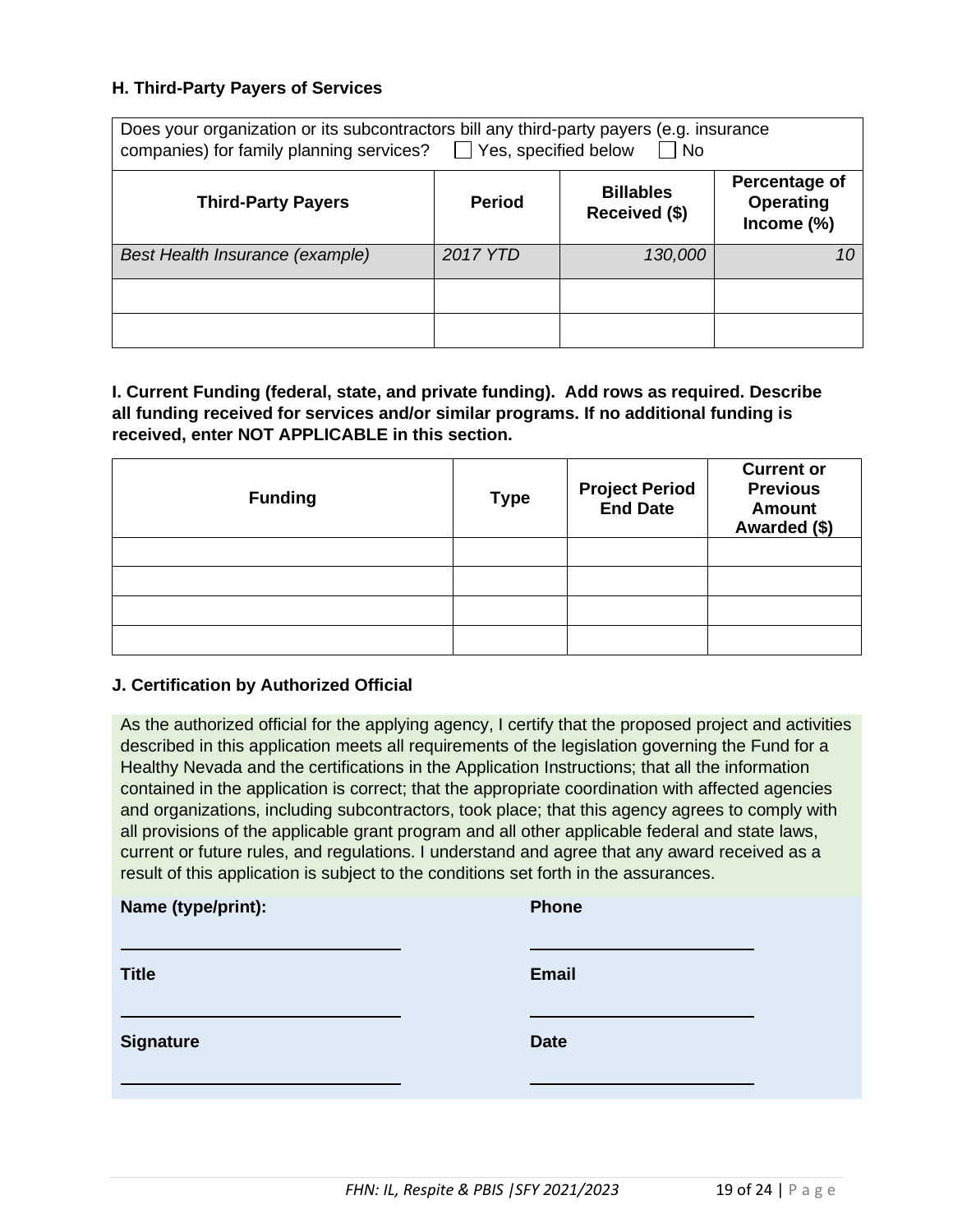### H. Third-Party Payers of Services

Does your organization or its subcontractors bill any third-party payers (e.g. insurance companies) for family planning services? ☐ Yes, specified below ☐ No

| Third-Party Payers | Period | Billables Received ($) | Percentage of Operating Income (%) |
|---|---|---|---|
| *Best Health Insurance (example)* | *2017 YTD* | *130,000* | *10* |
| | | | |
| | | | |

### I. Current Funding (federal, state, and private funding). Add rows as required. Describe all funding received for services and/or similar programs. If no additional funding is received, enter NOT APPLICABLE in this section.

| Funding | Type | Project Period End Date | Current or Previous Amount Awarded ($) |
|---|---|---|---|
| | | | |
| | | | |
| | | | |
| | | | |

### J. Certification by Authorized Official

As the authorized official for the applying agency, I certify that the proposed project and activities described in this application meets all requirements of the legislation governing the Fund for a Healthy Nevada and the certifications in the Application Instructions; that all the information contained in the application is correct; that the appropriate coordination with affected agencies and organizations, including subcontractors, took place; that this agency agrees to comply with all provisions of the applicable grant program and all other applicable federal and state laws, current or future rules, and regulations. I understand and agree that any award received as a result of this application is subject to the conditions set forth in the assurances.

**Name (type/print):** ______________________________

**Phone** ______________________________

**Title** ______________________________

**Email** ______________________________

**Signature** ______________________________

**Date** ______________________________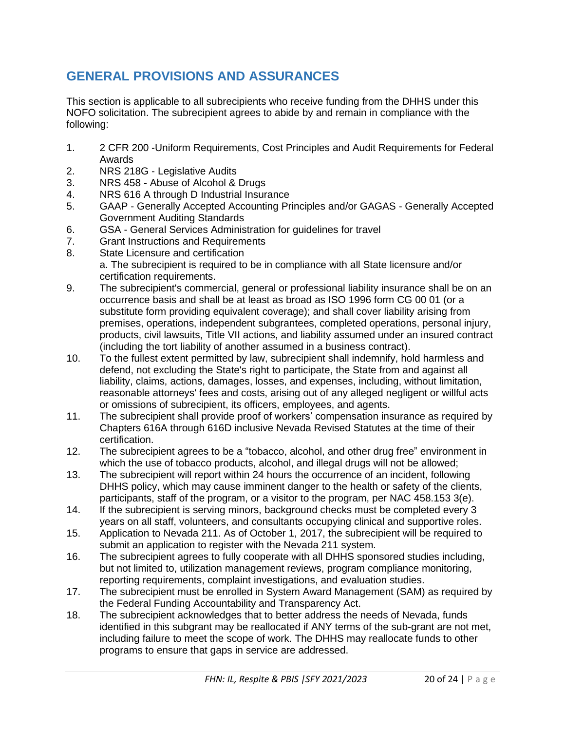## GENERAL PROVISIONS AND ASSURANCES

This section is applicable to all subrecipients who receive funding from the DHHS under this NOFO solicitation. The subrecipient agrees to abide by and remain in compliance with the following:

1. 2 CFR 200 -Uniform Requirements, Cost Principles and Audit Requirements for Federal Awards
2. NRS 218G - Legislative Audits
3. NRS 458 - Abuse of Alcohol & Drugs
4. NRS 616 A through D Industrial Insurance
5. GAAP - Generally Accepted Accounting Principles and/or GAGAS - Generally Accepted Government Auditing Standards
6. GSA - General Services Administration for guidelines for travel
7. Grant Instructions and Requirements
8. State Licensure and certification
   a. The subrecipient is required to be in compliance with all State licensure and/or certification requirements.
9. The subrecipient's commercial, general or professional liability insurance shall be on an occurrence basis and shall be at least as broad as ISO 1996 form CG 00 01 (or a substitute form providing equivalent coverage); and shall cover liability arising from premises, operations, independent subgrantees, completed operations, personal injury, products, civil lawsuits, Title VII actions, and liability assumed under an insured contract (including the tort liability of another assumed in a business contract).
10. To the fullest extent permitted by law, subrecipient shall indemnify, hold harmless and defend, not excluding the State's right to participate, the State from and against all liability, claims, actions, damages, losses, and expenses, including, without limitation, reasonable attorneys' fees and costs, arising out of any alleged negligent or willful acts or omissions of subrecipient, its officers, employees, and agents.
11. The subrecipient shall provide proof of workers' compensation insurance as required by Chapters 616A through 616D inclusive Nevada Revised Statutes at the time of their certification.
12. The subrecipient agrees to be a "tobacco, alcohol, and other drug free" environment in which the use of tobacco products, alcohol, and illegal drugs will not be allowed;
13. The subrecipient will report within 24 hours the occurrence of an incident, following DHHS policy, which may cause imminent danger to the health or safety of the clients, participants, staff of the program, or a visitor to the program, per NAC 458.153 3(e).
14. If the subrecipient is serving minors, background checks must be completed every 3 years on all staff, volunteers, and consultants occupying clinical and supportive roles.
15. Application to Nevada 211. As of October 1, 2017, the subrecipient will be required to submit an application to register with the Nevada 211 system.
16. The subrecipient agrees to fully cooperate with all DHHS sponsored studies including, but not limited to, utilization management reviews, program compliance monitoring, reporting requirements, complaint investigations, and evaluation studies.
17. The subrecipient must be enrolled in System Award Management (SAM) as required by the Federal Funding Accountability and Transparency Act.
18. The subrecipient acknowledges that to better address the needs of Nevada, funds identified in this subgrant may be reallocated if ANY terms of the sub-grant are not met, including failure to meet the scope of work. The DHHS may reallocate funds to other programs to ensure that gaps in service are addressed.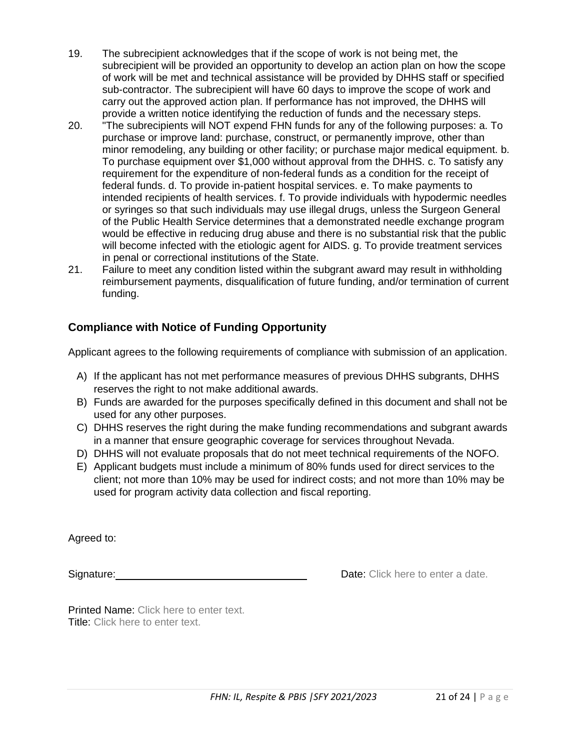19. The subrecipient acknowledges that if the scope of work is not being met, the subrecipient will be provided an opportunity to develop an action plan on how the scope of work will be met and technical assistance will be provided by DHHS staff or specified sub-contractor. The subrecipient will have 60 days to improve the scope of work and carry out the approved action plan. If performance has not improved, the DHHS will provide a written notice identifying the reduction of funds and the necessary steps.
20. "The subrecipients will NOT expend FHN funds for any of the following purposes: a. To purchase or improve land: purchase, construct, or permanently improve, other than minor remodeling, any building or other facility; or purchase major medical equipment. b. To purchase equipment over $1,000 without approval from the DHHS. c. To satisfy any requirement for the expenditure of non-federal funds as a condition for the receipt of federal funds. d. To provide in-patient hospital services. e. To make payments to intended recipients of health services. f. To provide individuals with hypodermic needles or syringes so that such individuals may use illegal drugs, unless the Surgeon General of the Public Health Service determines that a demonstrated needle exchange program would be effective in reducing drug abuse and there is no substantial risk that the public will become infected with the etiologic agent for AIDS. g. To provide treatment services in penal or correctional institutions of the State.
21. Failure to meet any condition listed within the subgrant award may result in withholding reimbursement payments, disqualification of future funding, and/or termination of current funding.

## Compliance with Notice of Funding Opportunity

Applicant agrees to the following requirements of compliance with submission of an application.

A) If the applicant has not met performance measures of previous DHHS subgrants, DHHS reserves the right to not make additional awards.
B) Funds are awarded for the purposes specifically defined in this document and shall not be used for any other purposes.
C) DHHS reserves the right during the make funding recommendations and subgrant awards in a manner that ensure geographic coverage for services throughout Nevada.
D) DHHS will not evaluate proposals that do not meet technical requirements of the NOFO.
E) Applicant budgets must include a minimum of 80% funds used for direct services to the client; not more than 10% may be used for indirect costs; and not more than 10% may be used for program activity data collection and fiscal reporting.

Agreed to:

Signature:\_\_\_\_\_\_\_\_\_\_\_\_\_\_\_\_\_\_\_\_\_\_\_\_\_\_\_\_\_\_ Date: Click here to enter a date.

Printed Name: Click here to enter text.
Title: Click here to enter text.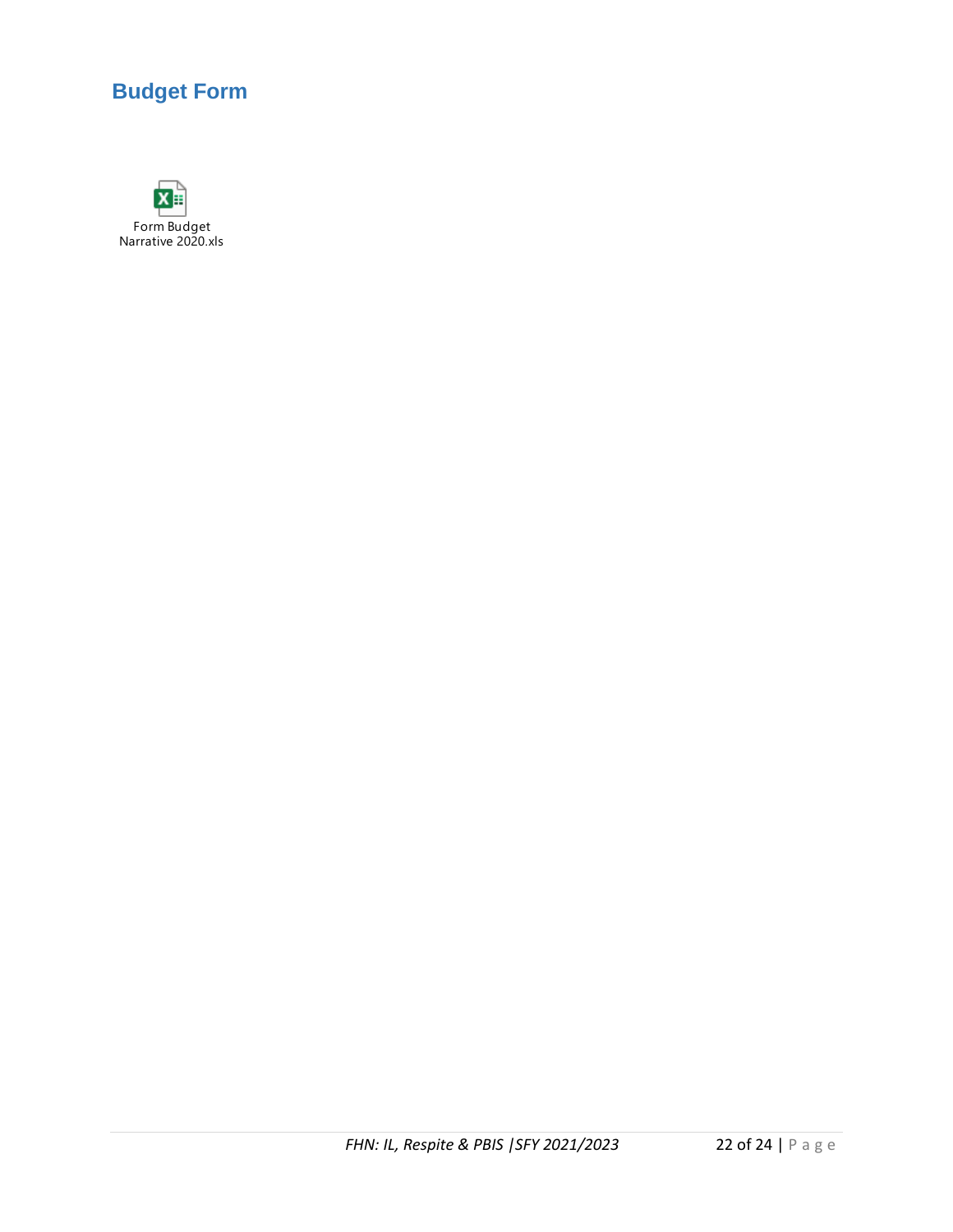## Budget Form

Form Budget Narrative 2020.xls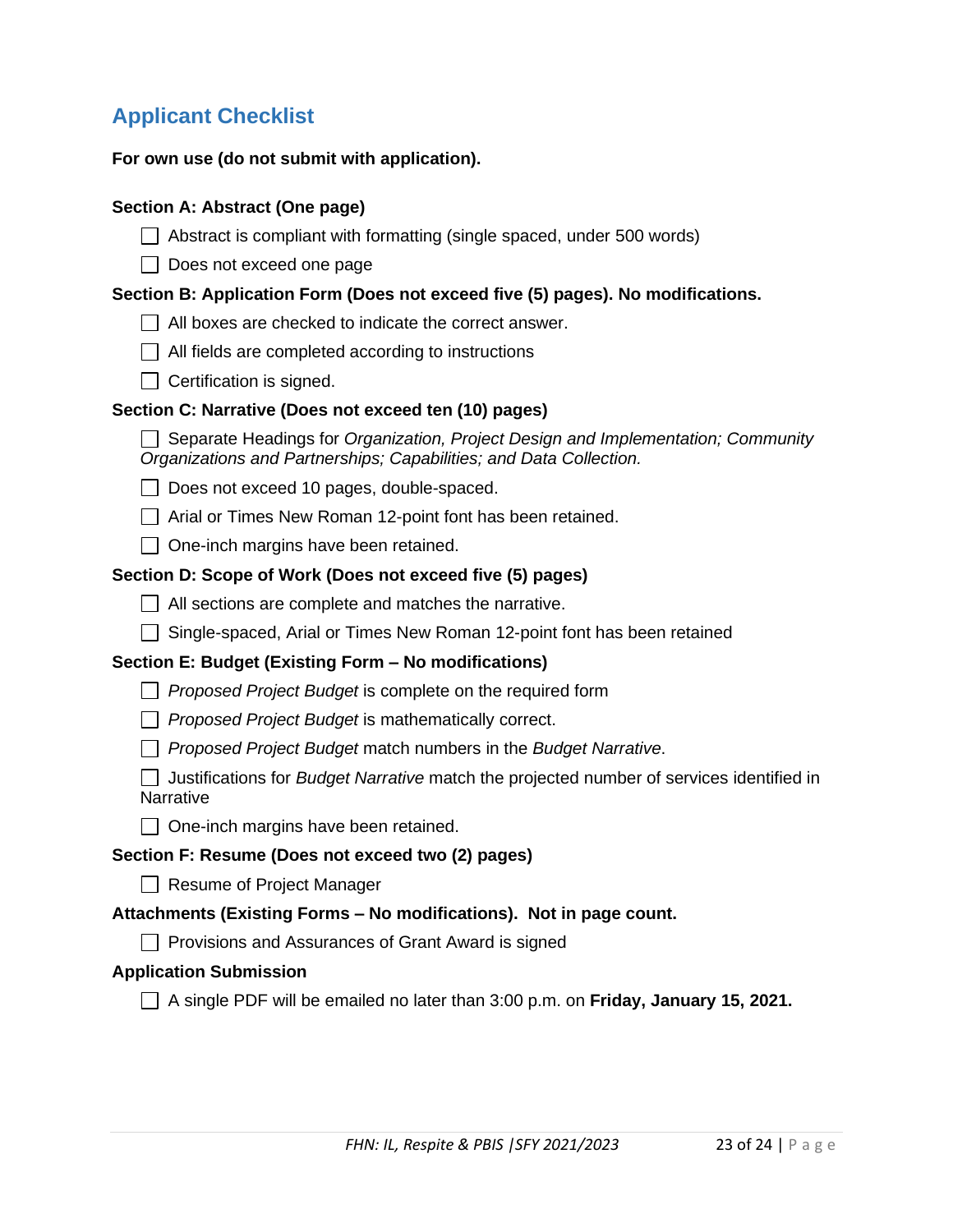## Applicant Checklist

**For own use (do not submit with application).**

**Section A: Abstract (One page)**

- [ ] Abstract is compliant with formatting (single spaced, under 500 words)
- [ ] Does not exceed one page

**Section B: Application Form (Does not exceed five (5) pages). No modifications.**

- [ ] All boxes are checked to indicate the correct answer.
- [ ] All fields are completed according to instructions
- [ ] Certification is signed.

**Section C: Narrative (Does not exceed ten (10) pages)**

- [ ] Separate Headings for *Organization, Project Design and Implementation; Community Organizations and Partnerships; Capabilities; and Data Collection.*
- [ ] Does not exceed 10 pages, double-spaced.
- [ ] Arial or Times New Roman 12-point font has been retained.
- [ ] One-inch margins have been retained.

**Section D: Scope of Work (Does not exceed five (5) pages)**

- [ ] All sections are complete and matches the narrative.
- [ ] Single-spaced, Arial or Times New Roman 12-point font has been retained

**Section E: Budget (Existing Form – No modifications)**

- [ ] *Proposed Project Budget* is complete on the required form
- [ ] *Proposed Project Budget* is mathematically correct.
- [ ] *Proposed Project Budget* match numbers in the *Budget Narrative*.
- [ ] Justifications for *Budget Narrative* match the projected number of services identified in Narrative
- [ ] One-inch margins have been retained.

**Section F: Resume (Does not exceed two (2) pages)**

- [ ] Resume of Project Manager

**Attachments (Existing Forms – No modifications). Not in page count.**

- [ ] Provisions and Assurances of Grant Award is signed

**Application Submission**

- [ ] A single PDF will be emailed no later than 3:00 p.m. on **Friday, January 15, 2021.**